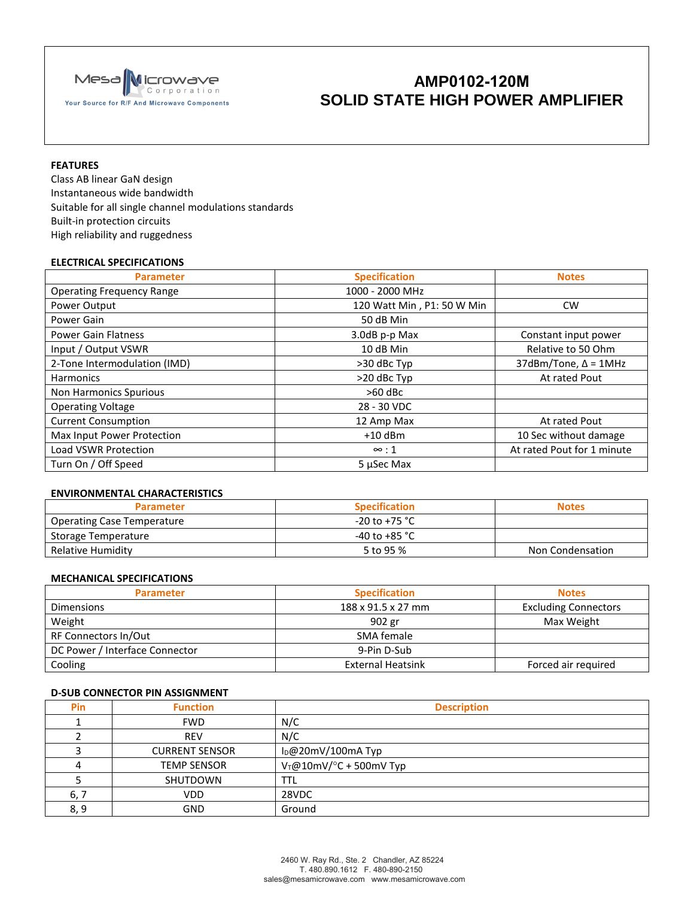Mesa Microwave Corporation
Your Source for R/F And Microwave Components

# AMP0102-120M
# SOLID STATE HIGH POWER AMPLIFIER

## FEATURES

Class AB linear GaN design
Instantaneous wide bandwidth
Suitable for all single channel modulations standards
Built-in protection circuits
High reliability and ruggedness

## ELECTRICAL SPECIFICATIONS

| Parameter | Specification | Notes |
|---|---|---|
| Operating Frequency Range | 1000 - 2000 MHz | |
| Power Output | 120 Watt Min , P1: 50 W Min | CW |
| Power Gain | 50 dB Min | |
| Power Gain Flatness | 3.0dB p-p Max | Constant input power |
| Input / Output VSWR | 10 dB Min | Relative to 50 Ohm |
| 2-Tone Intermodulation (IMD) | >30 dBc Typ | 37dBm/Tone, Δ = 1MHz |
| Harmonics | >20 dBc Typ | At rated Pout |
| Non Harmonics Spurious | >60 dBc | |
| Operating Voltage | 28 - 30 VDC | |
| Current Consumption | 12 Amp Max | At rated Pout |
| Max Input Power Protection | +10 dBm | 10 Sec without damage |
| Load VSWR Protection | ∞ : 1 | At rated Pout for 1 minute |
| Turn On / Off Speed | 5 µSec Max | |

## ENVIRONMENTAL CHARACTERISTICS

| Parameter | Specification | Notes |
|---|---|---|
| Operating Case Temperature | -20 to +75 °C | |
| Storage Temperature | -40 to +85 °C | |
| Relative Humidity | 5 to 95 % | Non Condensation |

## MECHANICAL SPECIFICATIONS

| Parameter | Specification | Notes |
|---|---|---|
| Dimensions | 188 x 91.5 x 27 mm | Excluding Connectors |
| Weight | 902 gr | Max Weight |
| RF Connectors In/Out | SMA female | |
| DC Power / Interface Connector | 9-Pin D-Sub | |
| Cooling | External Heatsink | Forced air required |

## D-SUB CONNECTOR PIN ASSIGNMENT

| Pin | Function | Description |
|---|---|---|
| 1 | FWD | N/C |
| 2 | REV | N/C |
| 3 | CURRENT SENSOR | $I_D$@20mV/100mA Typ |
| 4 | TEMP SENSOR | $V_T$@10mV/°C + 500mV Typ |
| 5 | SHUTDOWN | TTL |
| 6, 7 | VDD | 28VDC |
| 8, 9 | GND | Ground |

2460 W. Ray Rd., Ste. 2 Chandler, AZ 85224
T. 480.890.1612 F. 480-890-2150
sales@mesamicrowave.com www.mesamicrowave.com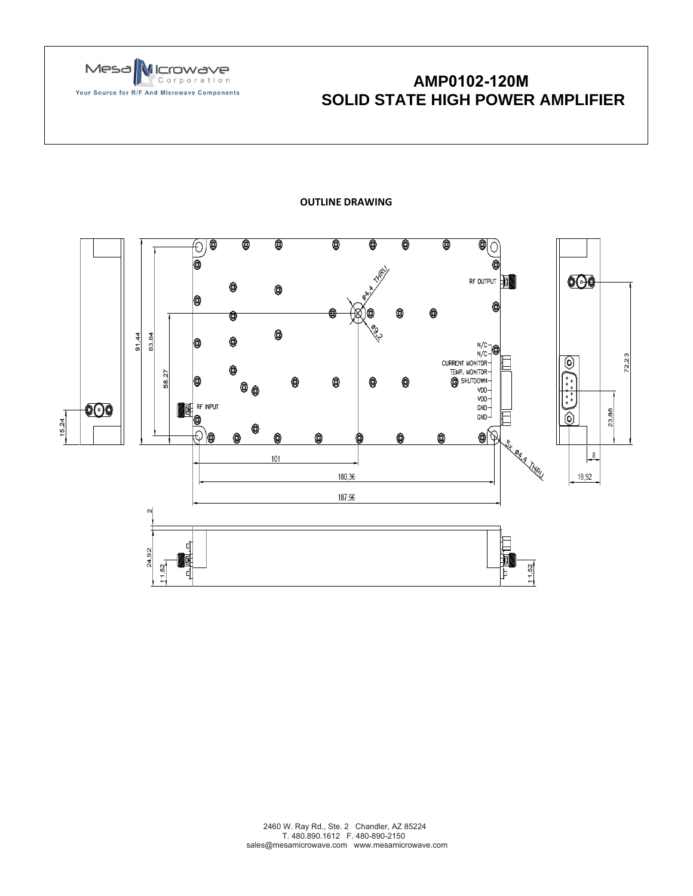Mesa Microwave Corporation

Your Source for R/F And Microwave Components

# AMP0102-120M
# SOLID STATE HIGH POWER AMPLIFIER

**OUTLINE DRAWING**

RF OUTPUT

RF INPUT

N/C
N/C
CURRENT MONITOR
TEMP. MONITOR
SHUTDOWN
VDD
VDD
GND
GND

ø4.4 THRU

ø9.2

5x ø4.4 THRU

91.44
83.84
58.27
15.24
101
180.36
187.96
72.23
23.88
8
18.92
2
24.92
11.52
11.52

2460 W. Ray Rd., Ste. 2 Chandler, AZ 85224
T. 480.890.1612 F. 480-890-2150
sales@mesamicrowave.com www.mesamicrowave.com